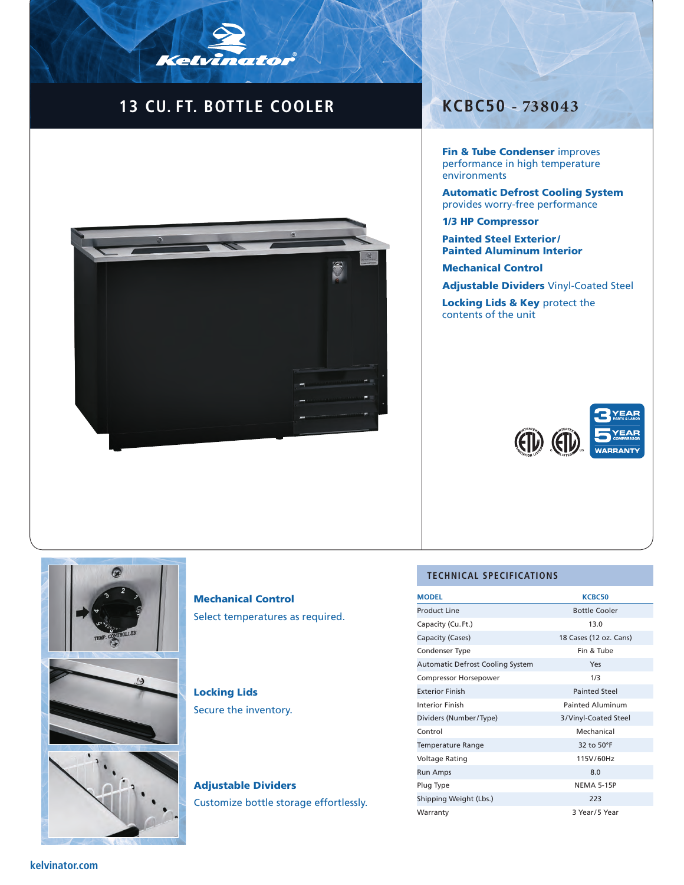# 13 CU. FT. BOTTLE COOLER

## KCBC50 - 738043

**Fin & Tube Condenser** improves performance in high temperature environments

**Automatic Defrost Cooling System** provides worry-free performance

**1/3 HP Compressor**

**Painted Steel Exterior/ Painted Aluminum Interior**

**Mechanical Control**

**Adjustable Dividers** Vinyl-Coated Steel

**Locking Lids & Key** protect the contents of the unit

3 YEAR PARTS & LABOR
5 YEAR COMPRESSOR
WARRANTY

**Mechanical Control**

Select temperatures as required.

**Locking Lids**

Secure the inventory.

**Adjustable Dividers**

Customize bottle storage effortlessly.

## TECHNICAL SPECIFICATIONS

| MODEL | KCBC50 |
|---|---|
| Product Line | Bottle Cooler |
| Capacity (Cu.Ft.) | 13.0 |
| Capacity (Cases) | 18 Cases (12 oz. Cans) |
| Condenser Type | Fin & Tube |
| Automatic Defrost Cooling System | Yes |
| Compressor Horsepower | 1/3 |
| Exterior Finish | Painted Steel |
| Interior Finish | Painted Aluminum |
| Dividers (Number/Type) | 3/Vinyl-Coated Steel |
| Control | Mechanical |
| Temperature Range | 32 to 50°F |
| Voltage Rating | 115V/60Hz |
| Run Amps | 8.0 |
| Plug Type | NEMA 5-15P |
| Shipping Weight (Lbs.) | 223 |
| Warranty | 3 Year/5 Year |

kelvinator.com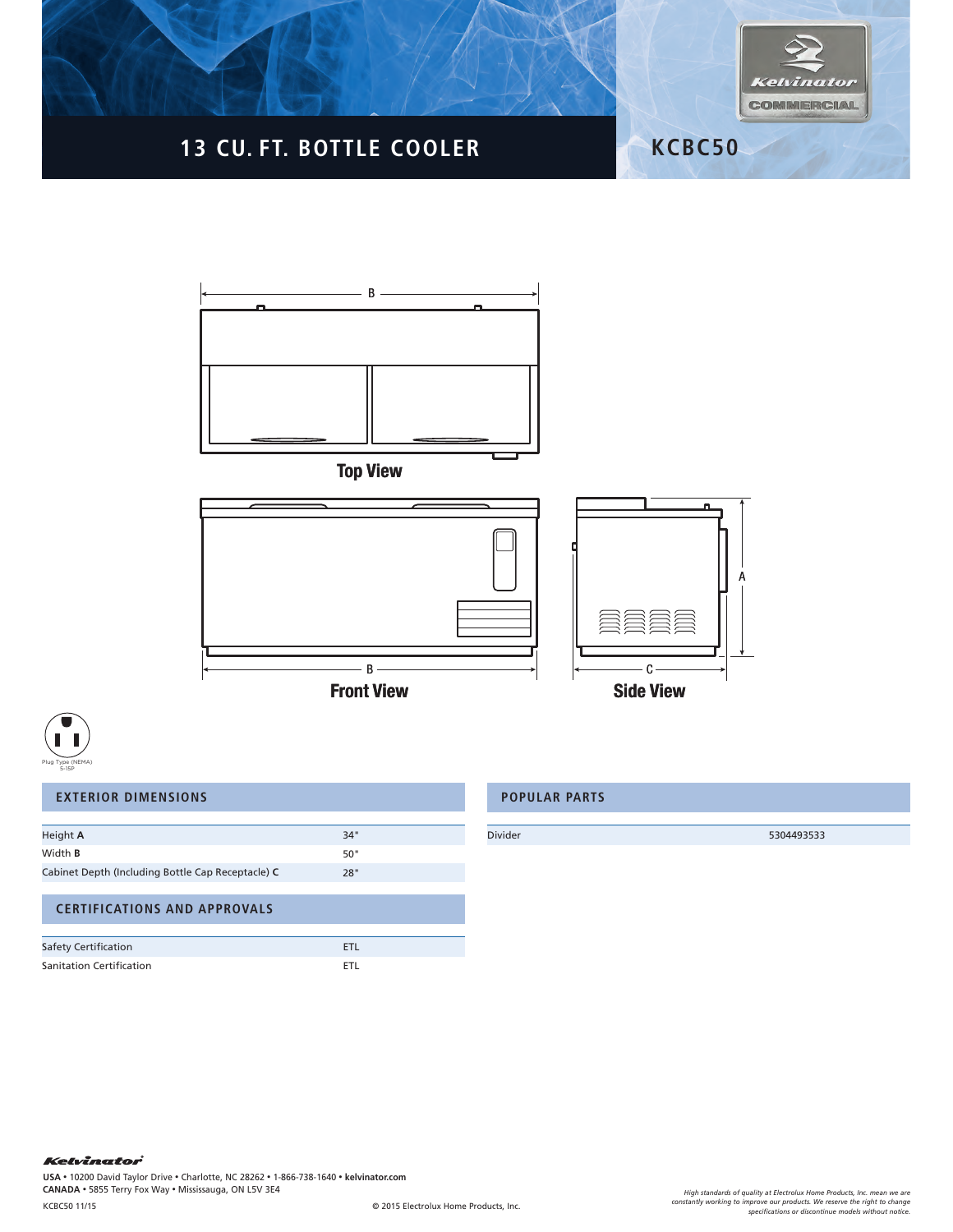# 13 CU. FT. BOTTLE COOLER

## KCBC50

Top View

Front View

Side View

Plug Type (NEMA) 5-15P

## EXTERIOR DIMENSIONS

| | |
|---|---|
| Height **A** | 34" |
| Width **B** | 50" |
| Cabinet Depth (Including Bottle Cap Receptacle) **C** | 28" |

## CERTIFICATIONS AND APPROVALS

| | |
|---|---|
| Safety Certification | ETL |
| Sanitation Certification | ETL |

## POPULAR PARTS

| | |
|---|---|
| Divider | 5304493533 |

Kelvinator®

**USA** • 10200 David Taylor Drive • Charlotte, NC 28262 • 1-866-738-1640 • **kelvinator.com**
**CANADA** • 5855 Terry Fox Way • Mississauga, ON L5V 3E4

KCBC50 11/15

© 2015 Electrolux Home Products, Inc.

*High standards of quality at Electrolux Home Products, Inc. mean we are constantly working to improve our products. We reserve the right to change specifications or discontinue models without notice.*